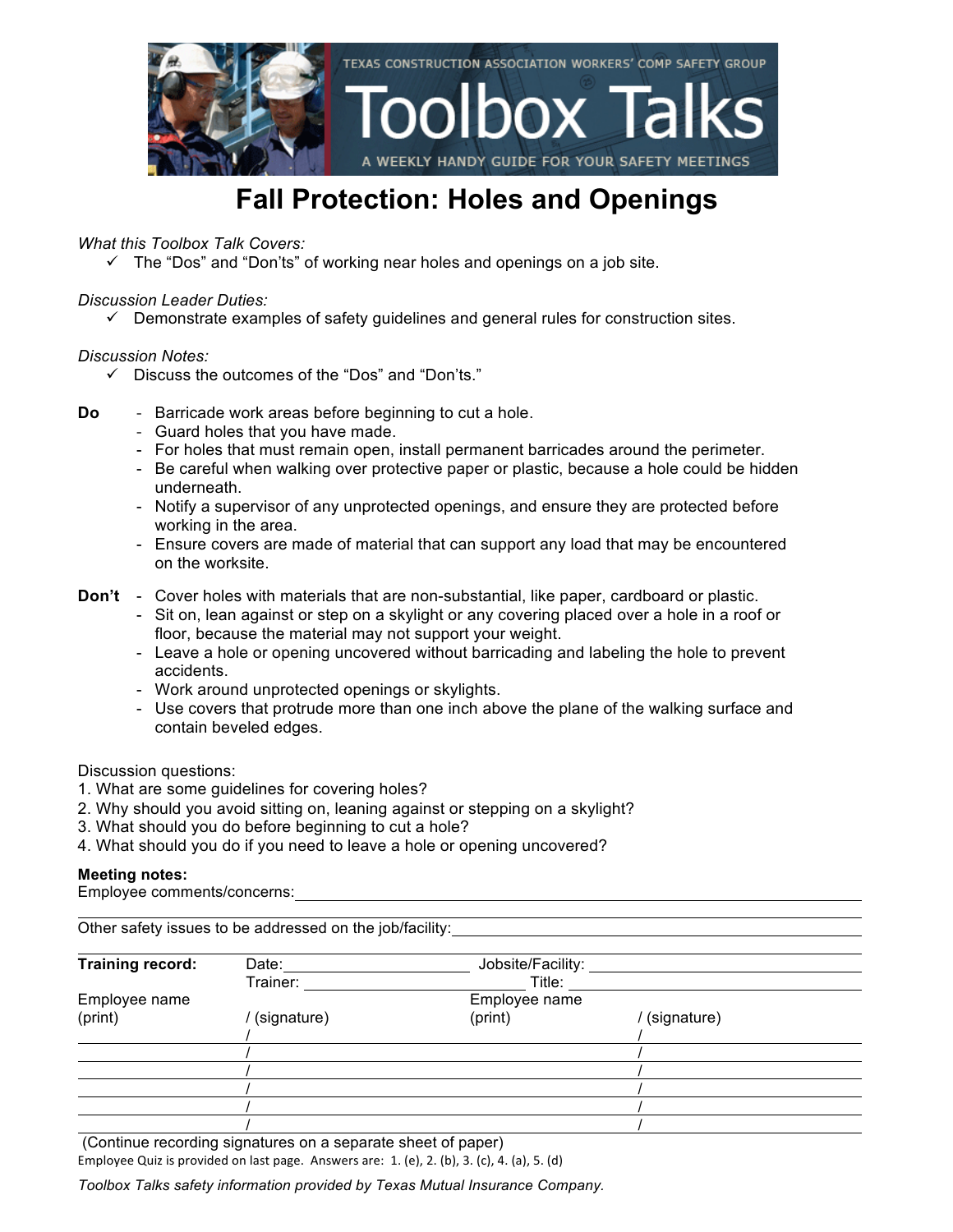TEXAS CONSTRUCTION ASSOCIATION WORKERS' COMP SAFETY GROUP

# Toolbox Talks

A WEEKLY HANDY GUIDE FOR YOUR SAFETY MEETINGS

## Fall Protection: Holes and Openings

*What this Toolbox Talk Covers:*

- ✓ The "Dos" and "Don'ts" of working near holes and openings on a job site.

*Discussion Leader Duties:*

- ✓ Demonstrate examples of safety guidelines and general rules for construction sites.

*Discussion Notes:*

- ✓ Discuss the outcomes of the "Dos" and "Don'ts."

**Do**

- Barricade work areas before beginning to cut a hole.
- Guard holes that you have made.
- For holes that must remain open, install permanent barricades around the perimeter.
- Be careful when walking over protective paper or plastic, because a hole could be hidden underneath.
- Notify a supervisor of any unprotected openings, and ensure they are protected before working in the area.
- Ensure covers are made of material that can support any load that may be encountered on the worksite.

**Don't**

- Cover holes with materials that are non-substantial, like paper, cardboard or plastic.
- Sit on, lean against or step on a skylight or any covering placed over a hole in a roof or floor, because the material may not support your weight.
- Leave a hole or opening uncovered without barricading and labeling the hole to prevent accidents.
- Work around unprotected openings or skylights.
- Use covers that protrude more than one inch above the plane of the walking surface and contain beveled edges.

Discussion questions:

1. What are some guidelines for covering holes?
2. Why should you avoid sitting on, leaning against or stepping on a skylight?
3. What should you do before beginning to cut a hole?
4. What should you do if you need to leave a hole or opening uncovered?

**Meeting notes:**

Employee comments/concerns: ______________________________

Other safety issues to be addressed on the job/facility: ______________________________

**Training record:** Date: ____________ Jobsite/Facility: ____________
Trainer: ____________ Title: ____________

| Employee name (print) | / (signature) | Employee name (print) | / (signature) |
|---|---|---|---|
| | / | | / |
| | / | | / |
| | / | | / |
| | / | | / |
| | / | | / |
| | / | | / |

(Continue recording signatures on a separate sheet of paper)

Employee Quiz is provided on last page. Answers are: 1. (e), 2. (b), 3. (c), 4. (a), 5. (d)

*Toolbox Talks safety information provided by Texas Mutual Insurance Company.*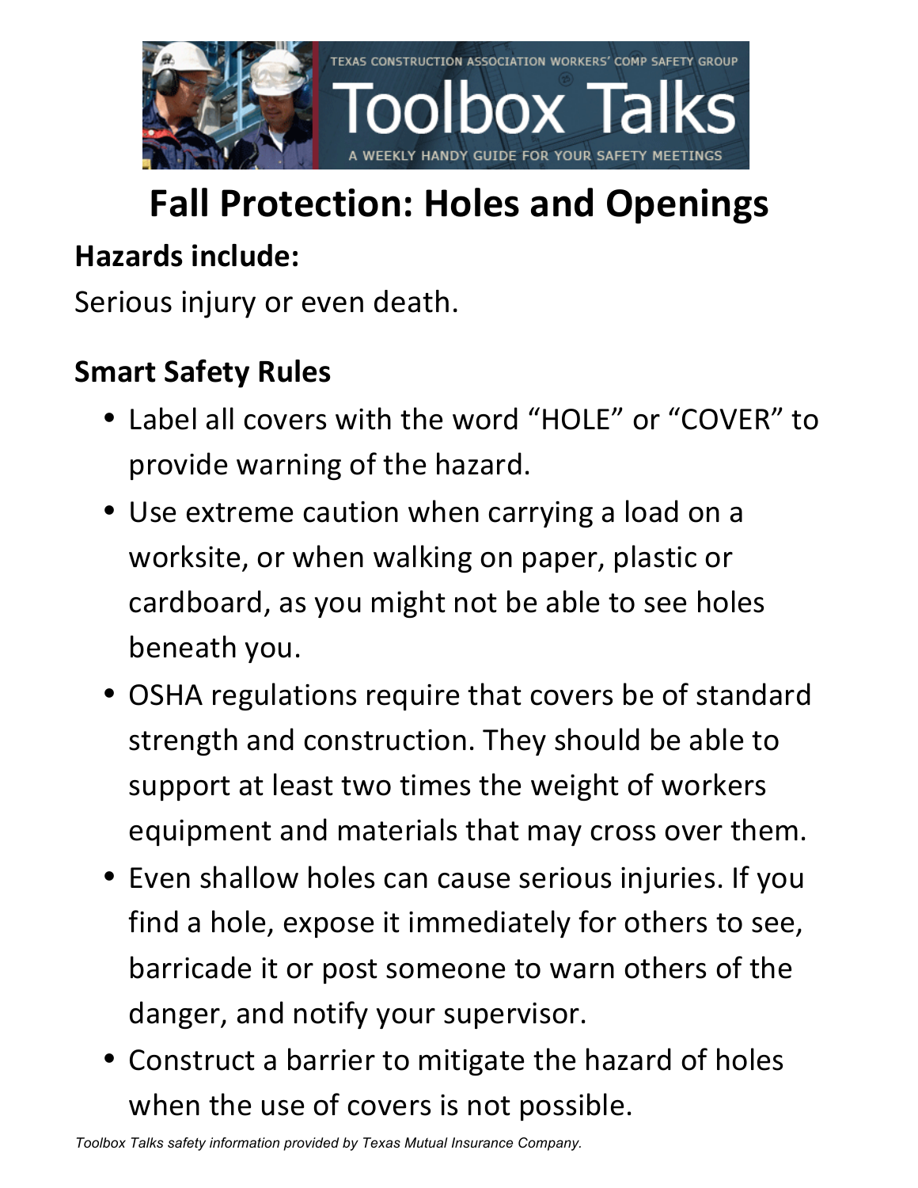TEXAS CONSTRUCTION ASSOCIATION WORKERS' COMP SAFETY GROUP

Toolbox Talks

A WEEKLY HANDY GUIDE FOR YOUR SAFETY MEETINGS

# Fall Protection: Holes and Openings

## Hazards include:

Serious injury or even death.

## Smart Safety Rules

- Label all covers with the word "HOLE" or "COVER" to provide warning of the hazard.
- Use extreme caution when carrying a load on a worksite, or when walking on paper, plastic or cardboard, as you might not be able to see holes beneath you.
- OSHA regulations require that covers be of standard strength and construction. They should be able to support at least two times the weight of workers equipment and materials that may cross over them.
- Even shallow holes can cause serious injuries. If you find a hole, expose it immediately for others to see, barricade it or post someone to warn others of the danger, and notify your supervisor.
- Construct a barrier to mitigate the hazard of holes when the use of covers is not possible.

*Toolbox Talks safety information provided by Texas Mutual Insurance Company.*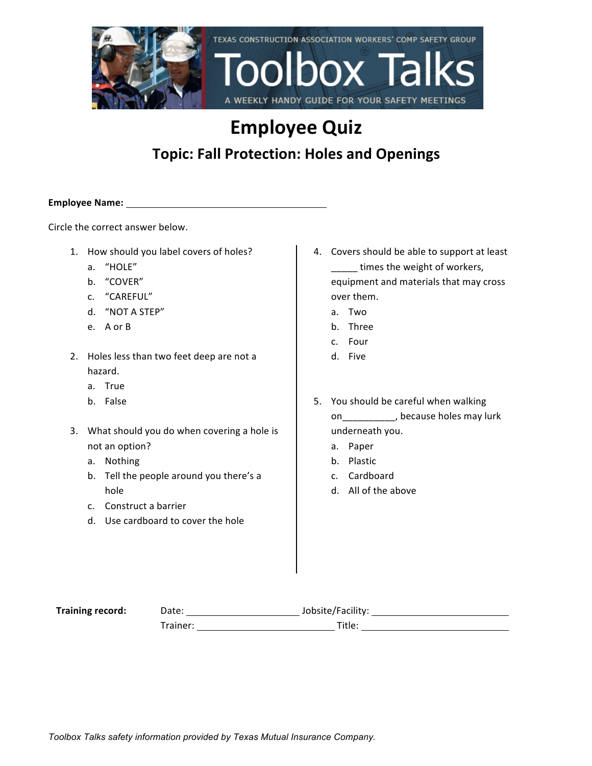TEXAS CONSTRUCTION ASSOCIATION WORKERS' COMP SAFETY GROUP

# Toolbox Talks

A WEEKLY HANDY GUIDE FOR YOUR SAFETY MEETINGS

# Employee Quiz

## Topic: Fall Protection: Holes and Openings

**Employee Name:** ______________________________

Circle the correct answer below.

1. How should you label covers of holes?
   a. "HOLE"
   b. "COVER"
   c. "CAREFUL"
   d. "NOT A STEP"
   e. A or B

2. Holes less than two feet deep are not a hazard.
   a. True
   b. False

3. What should you do when covering a hole is not an option?
   a. Nothing
   b. Tell the people around you there's a hole
   c. Construct a barrier
   d. Use cardboard to cover the hole

4. Covers should be able to support at least _____ times the weight of workers, equipment and materials that may cross over them.
   a. Two
   b. Three
   c. Four
   d. Five

5. You should be careful when walking on__________, because holes may lurk underneath you.
   a. Paper
   b. Plastic
   c. Cardboard
   d. All of the above

**Training record:** Date: ____________ Jobsite/Facility: ____________

Trainer: ____________ Title: ____________

*Toolbox Talks safety information provided by Texas Mutual Insurance Company.*